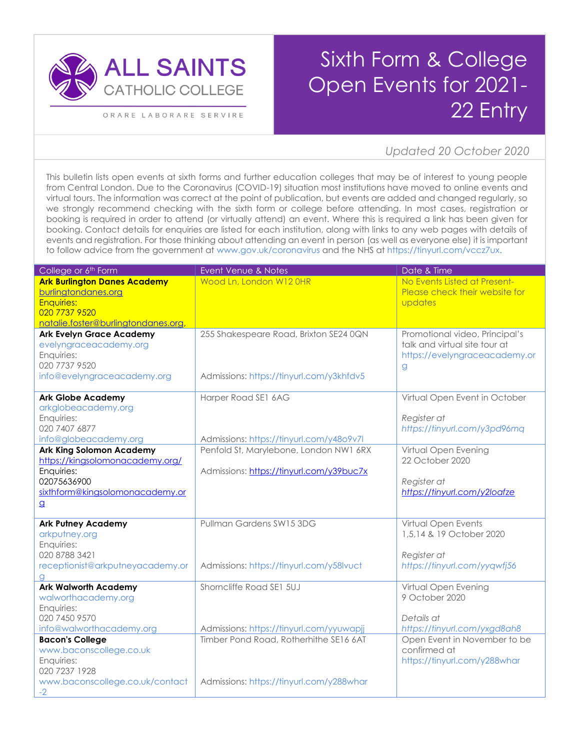ALL SAINTS CATHOLIC COLLEGE

ORARE LABORARE SERVIRE

# Sixth Form & College Open Events for 2021-22 Entry

*Updated 20 October 2020*

This bulletin lists open events at sixth forms and further education colleges that may be of interest to young people from Central London. Due to the Coronavirus (COVID-19) situation most institutions have moved to online events and virtual tours. The information was correct at the point of publication, but events are added and changed regularly, so we strongly recommend checking with the sixth form or college before attending. In most cases, registration or booking is required in order to attend (or virtually attend) an event. Where this is required a link has been given for booking. Contact details for enquiries are listed for each institution, along with links to any web pages with details of events and registration. For those thinking about attending an event in person (as well as everyone else) it is important to follow advice from the government at www.gov.uk/coronavirus and the NHS at https://tinyurl.com/vccz7ux.

| College or 6th Form | Event Venue & Notes | Date & Time |
|---|---|---|
| **Ark Burlington Danes Academy**<br>burlingtondanes.org<br>Enquiries:<br>020 7737 9520<br>natalie.foster@burlingtondanes.org, | Wood Ln, London W12 0HR | No Events Listed at Present- Please check their website for updates |
| **Ark Evelyn Grace Academy**<br>evelyngraceacademy.org<br>Enquiries:<br>020 7737 9520<br>info@evelyngraceacademy.org | 255 Shakespeare Road, Brixton SE24 0QN<br><br>Admissions: https://tinyurl.com/y3khfdv5 | Promotional video, Principal's talk and virtual site tour at https://evelyngraceacademy.org |
| **Ark Globe Academy**<br>arkglobeacademy.org<br>Enquiries:<br>020 7407 6877<br>info@globeacademy.org | Harper Road SE1 6AG<br><br>Admissions: https://tinyurl.com/y48o9v7l | Virtual Open Event in October<br><br>*Register at https://tinyurl.com/y3pd96mq* |
| **Ark King Solomon Academy**<br>https://kingsolomonacademy.org/<br>Enquiries:<br>02075636900<br>sixthform@kingsolomonacademy.org | Penfold St, Marylebone, London NW1 6RX<br><br>Admissions: https://tinyurl.com/y39buc7x | Virtual Open Evening<br>22 October 2020<br><br>*Register at https://tinyurl.com/y2loafze* |
| **Ark Putney Academy**<br>arkputney.org<br>Enquiries:<br>020 8788 3421<br>receptionist@arkputneyacademy.org | Pullman Gardens SW15 3DG<br><br>Admissions: https://tinyurl.com/y58lvuct | Virtual Open Events<br>1,5,14 & 19 October 2020<br><br>*Register at https://tinyurl.com/yyqwfj56* |
| **Ark Walworth Academy**<br>walworthacademy.org<br>Enquiries:<br>020 7450 9570<br>info@walworthacademy.org | Shorncliffe Road SE1 5UJ<br><br>Admissions: https://tinyurl.com/yyuwapjj | Virtual Open Evening<br>9 October 2020<br><br>*Details at https://tinyurl.com/yxgd8ah8* |
| **Bacon's College**<br>www.baconscollege.co.uk<br>Enquiries:<br>020 7237 1928<br>www.baconscollege.co.uk/contact-2 | Timber Pond Road, Rotherhithe SE16 6AT<br><br>Admissions: https://tinyurl.com/y288whar | Open Event in November to be confirmed at https://tinyurl.com/y288whar |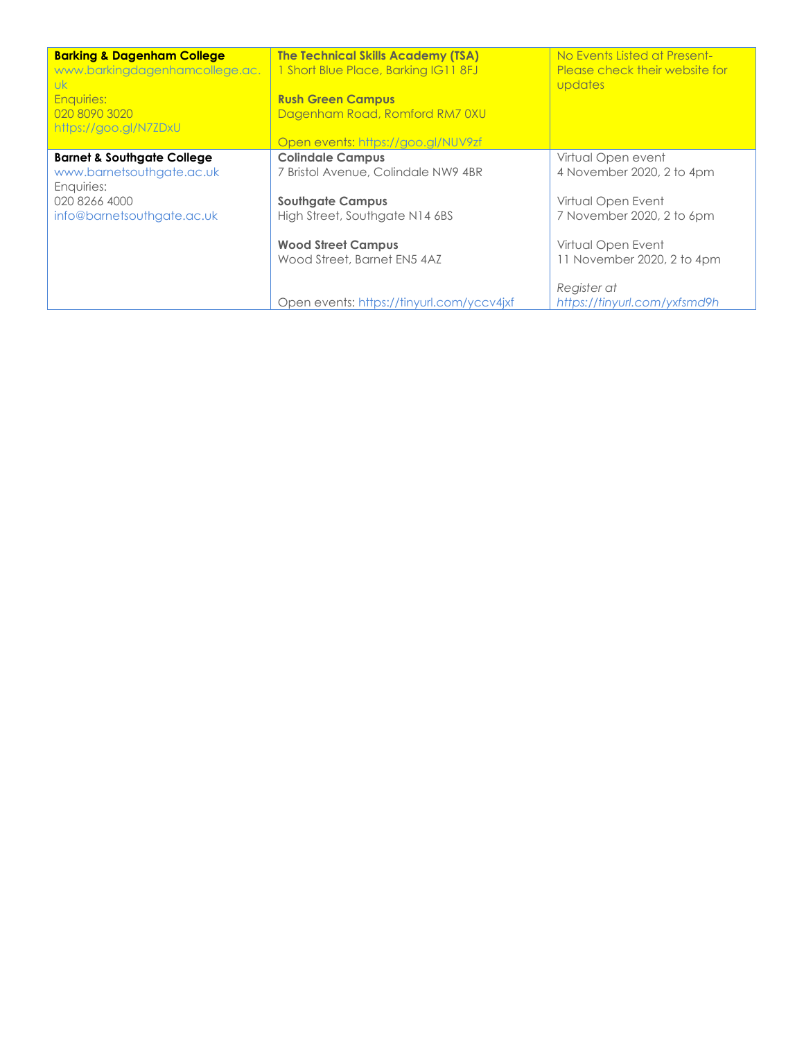| | | |
|---|---|---|
| **Barking & Dagenham College**<br>www.barkingdagenhamcollege.ac.uk<br>Enquiries:<br>020 8090 3020<br>https://goo.gl/N7ZDxU | **The Technical Skills Academy (TSA)**<br>1 Short Blue Place, Barking IG11 8FJ<br><br>**Rush Green Campus**<br>Dagenham Road, Romford RM7 0XU<br><br>Open events: https://goo.gl/NUV9zf | No Events Listed at Present- Please check their website for updates |
| **Barnet & Southgate College**<br>www.barnetsouthgate.ac.uk<br>Enquiries:<br>020 8266 4000<br>info@barnetsouthgate.ac.uk | **Colindale Campus**<br>7 Bristol Avenue, Colindale NW9 4BR<br><br>**Southgate Campus**<br>High Street, Southgate N14 6BS<br><br>**Wood Street Campus**<br>Wood Street, Barnet EN5 4AZ<br><br>Open events: https://tinyurl.com/yccv4jxf | Virtual Open event<br>4 November 2020, 2 to 4pm<br><br>Virtual Open Event<br>7 November 2020, 2 to 6pm<br><br>Virtual Open Event<br>11 November 2020, 2 to 4pm<br><br>*Register at*<br>*https://tinyurl.com/yxfsmd9h* |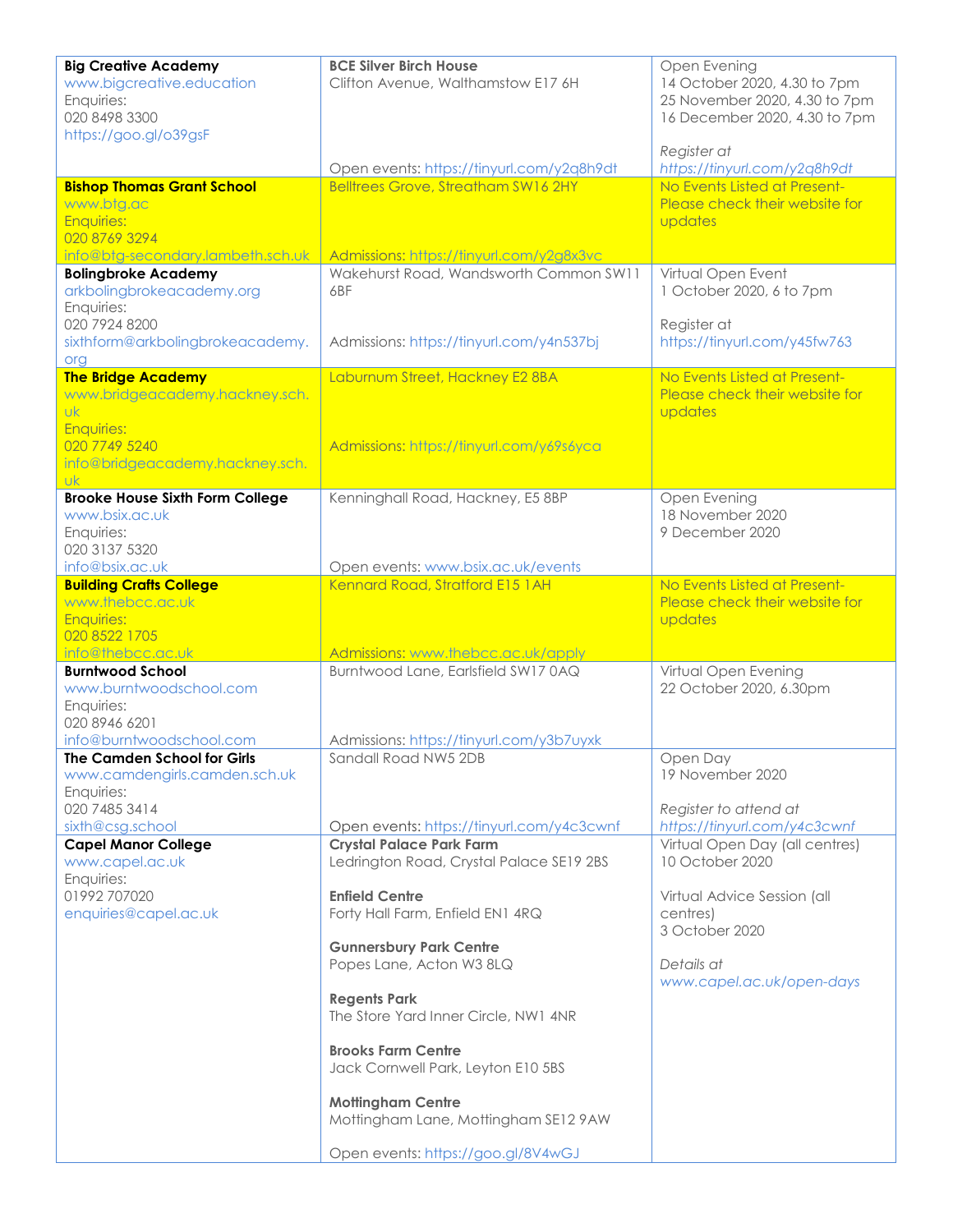| | | |
|---|---|---|
| **Big Creative Academy**<br>www.bigcreative.education<br>Enquiries:<br>020 8498 3300<br>https://goo.gl/o39gsF | **BCE Silver Birch House**<br>Clifton Avenue, Walthamstow E17 6H<br><br>Open events: https://tinyurl.com/y2q8h9dt | Open Evening<br>14 October 2020, 4.30 to 7pm<br>25 November 2020, 4.30 to 7pm<br>16 December 2020, 4.30 to 7pm<br><br>*Register at*<br>*https://tinyurl.com/y2q8h9dt* |
| **Bishop Thomas Grant School**<br>www.btg.ac<br>Enquiries:<br>020 8769 3294<br>info@btg-secondary.lambeth.sch.uk | Belltrees Grove, Streatham SW16 2HY<br><br>Admissions: https://tinyurl.com/y2g8x3vc | No Events Listed at Present- Please check their website for updates |
| **Bolingbroke Academy**<br>arkbolingbrokeacademy.org<br>Enquiries:<br>020 7924 8200<br>sixthform@arkbolingbrokeacademy.org | Wakehurst Road, Wandsworth Common SW11 6BF<br><br>Admissions: https://tinyurl.com/y4n537bj | Virtual Open Event<br>1 October 2020, 6 to 7pm<br><br>Register at<br>https://tinyurl.com/y45fw763 |
| **The Bridge Academy**<br>www.bridgeacademy.hackney.sch.uk<br>Enquiries:<br>020 7749 5240<br>info@bridgeacademy.hackney.sch.uk | Laburnum Street, Hackney E2 8BA<br><br>Admissions: https://tinyurl.com/y69s6yca | No Events Listed at Present- Please check their website for updates |
| **Brooke House Sixth Form College**<br>www.bsix.ac.uk<br>Enquiries:<br>020 3137 5320<br>info@bsix.ac.uk | Kenninghall Road, Hackney, E5 8BP<br><br>Open events: www.bsix.ac.uk/events | Open Evening<br>18 November 2020<br>9 December 2020 |
| **Building Crafts College**<br>www.thebcc.ac.uk<br>Enquiries:<br>020 8522 1705<br>info@thebcc.ac.uk | Kennard Road, Stratford E15 1AH<br><br>Admissions: www.thebcc.ac.uk/apply | No Events Listed at Present- Please check their website for updates |
| **Burntwood School**<br>www.burntwoodschool.com<br>Enquiries:<br>020 8946 6201<br>info@burntwoodschool.com | Burntwood Lane, Earlsfield SW17 0AQ<br><br>Admissions: https://tinyurl.com/y3b7uyxk | Virtual Open Evening<br>22 October 2020, 6.30pm |
| **The Camden School for Girls**<br>www.camdengirls.camden.sch.uk<br>Enquiries:<br>020 7485 3414<br>sixth@csg.school | Sandall Road NW5 2DB<br><br>Open events: https://tinyurl.com/y4c3cwnf | Open Day<br>19 November 2020<br><br>*Register to attend at*<br>*https://tinyurl.com/y4c3cwnf* |
| **Capel Manor College**<br>www.capel.ac.uk<br>Enquiries:<br>01992 707020<br>enquiries@capel.ac.uk | **Crystal Palace Park Farm**<br>Ledrington Road, Crystal Palace SE19 2BS<br><br>**Enfield Centre**<br>Forty Hall Farm, Enfield EN1 4RQ<br><br>**Gunnersbury Park Centre**<br>Popes Lane, Acton W3 8LQ<br><br>**Regents Park**<br>The Store Yard Inner Circle, NW1 4NR<br><br>**Brooks Farm Centre**<br>Jack Cornwell Park, Leyton E10 5BS<br><br>**Mottingham Centre**<br>Mottingham Lane, Mottingham SE12 9AW<br><br>Open events: https://goo.gl/8V4wGJ | Virtual Open Day (all centres)<br>10 October 2020<br><br>Virtual Advice Session (all centres)<br>3 October 2020<br><br>*Details at*<br>*www.capel.ac.uk/open-days* |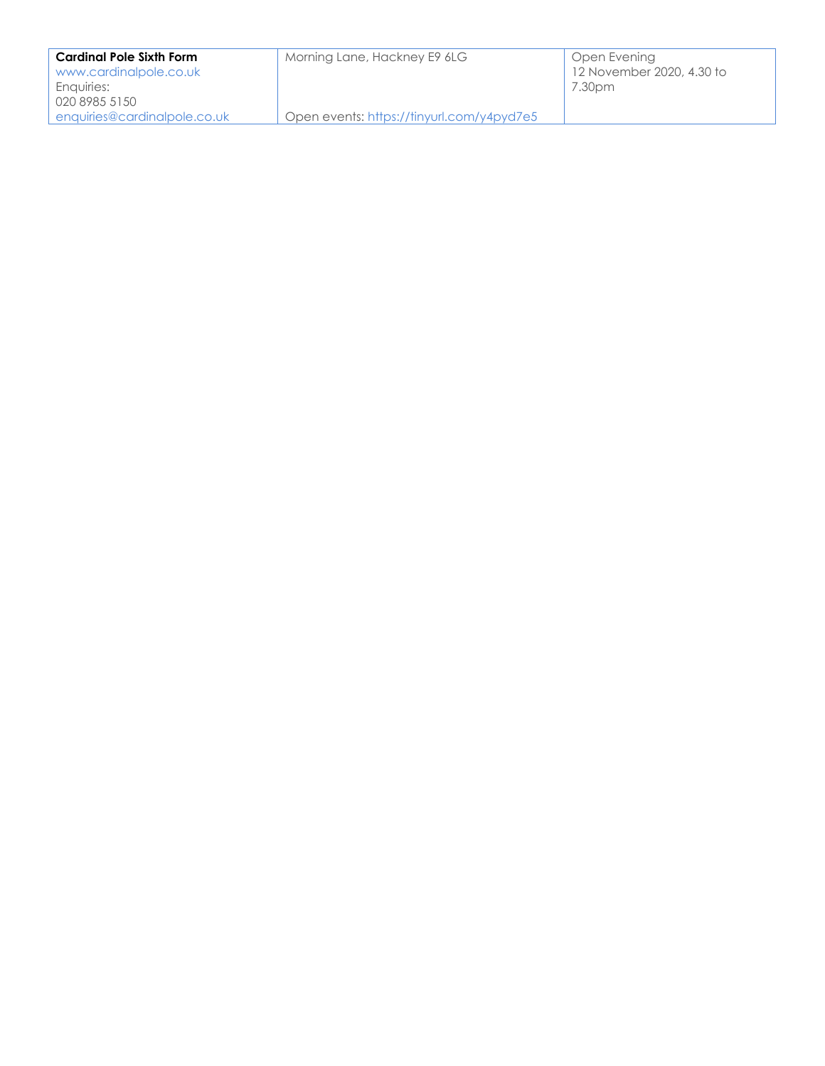| **Cardinal Pole Sixth Form**<br>www.cardinalpole.co.uk<br>Enquiries:<br>020 8985 5150<br>enquiries@cardinalpole.co.uk | Morning Lane, Hackney E9 6LG<br><br><br><br>Open events: https://tinyurl.com/y4pyd7e5 | Open Evening<br>12 November 2020, 4.30 to 7.30pm |
|---|---|---|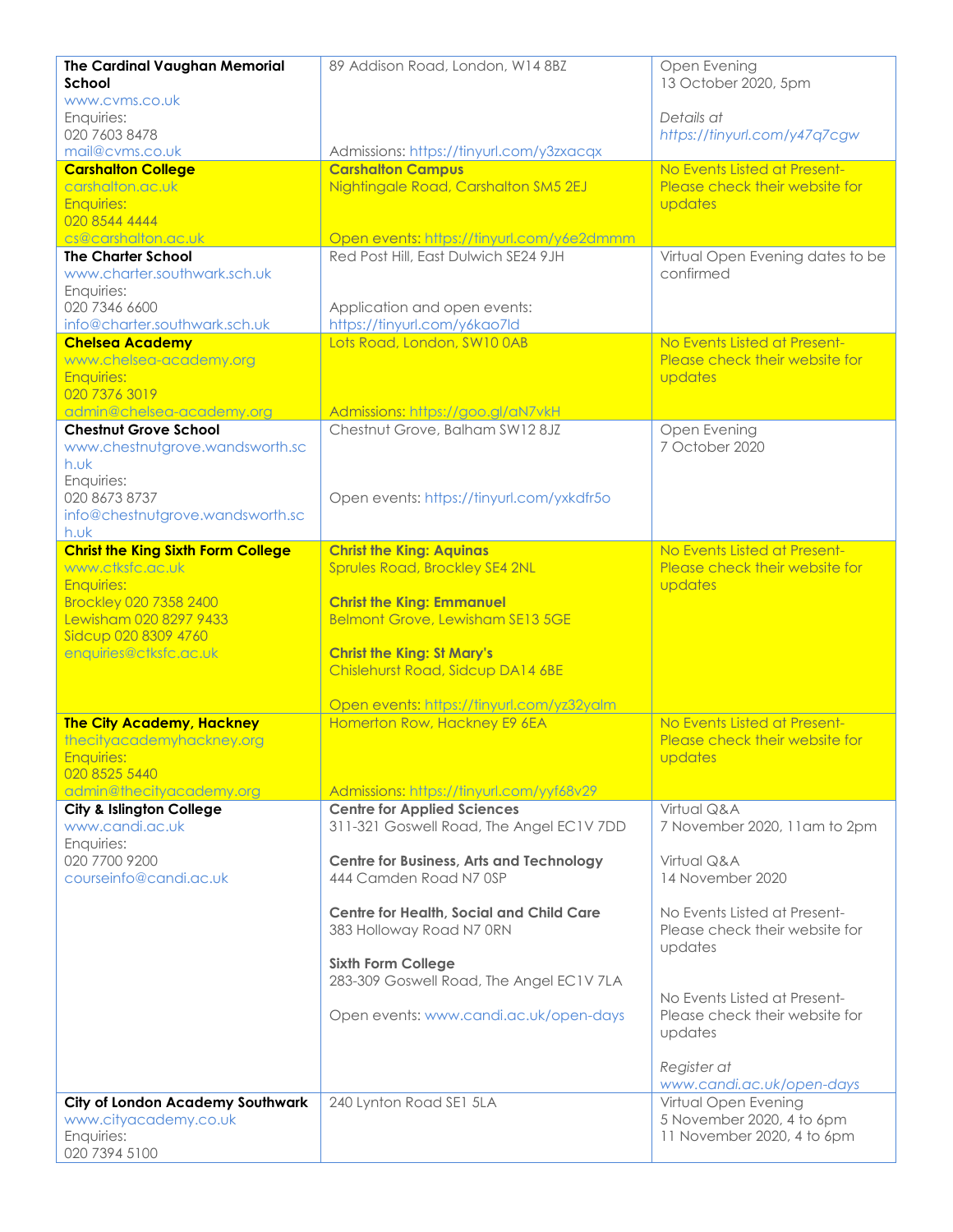| | | |
|---|---|---|
| **The Cardinal Vaughan Memorial School**<br>www.cvms.co.uk<br>Enquiries:<br>020 7603 8478<br>mail@cvms.co.uk | 89 Addison Road, London, W14 8BZ<br><br>Admissions: https://tinyurl.com/y3zxacqx | Open Evening<br>13 October 2020, 5pm<br><br>*Details at*<br>*https://tinyurl.com/y47q7cgw* |
| **Carshalton College**<br>carshalton.ac.uk<br>Enquiries:<br>020 8544 4444<br>cs@carshalton.ac.uk | **Carshalton Campus**<br>Nightingale Road, Carshalton SM5 2EJ<br><br>Open events: https://tinyurl.com/y6e2dmmm | No Events Listed at Present-Please check their website for updates |
| **The Charter School**<br>www.charter.southwark.sch.uk<br>Enquiries:<br>020 7346 6600<br>info@charter.southwark.sch.uk | Red Post Hill, East Dulwich SE24 9JH<br><br>Application and open events:<br>https://tinyurl.com/y6kao7ld | Virtual Open Evening dates to be confirmed |
| **Chelsea Academy**<br>www.chelsea-academy.org<br>Enquiries:<br>020 7376 3019<br>admin@chelsea-academy.org | Lots Road, London, SW10 0AB<br><br>Admissions: https://goo.gl/aN7vkH | No Events Listed at Present-Please check their website for updates |
| **Chestnut Grove School**<br>www.chestnutgrove.wandsworth.sch.uk<br>Enquiries:<br>020 8673 8737<br>info@chestnutgrove.wandsworth.sch.uk | Chestnut Grove, Balham SW12 8JZ<br><br>Open events: https://tinyurl.com/yxkdfr5o | Open Evening<br>7 October 2020 |
| **Christ the King Sixth Form College**<br>www.ctksfc.ac.uk<br>Enquiries:<br>Brockley 020 7358 2400<br>Lewisham 020 8297 9433<br>Sidcup 020 8309 4760<br>enquiries@ctksfc.ac.uk | **Christ the King: Aquinas**<br>Sprules Road, Brockley SE4 2NL<br><br>**Christ the King: Emmanuel**<br>Belmont Grove, Lewisham SE13 5GE<br><br>**Christ the King: St Mary's**<br>Chislehurst Road, Sidcup DA14 6BE<br><br>Open events: https://tinyurl.com/yz32yalm | No Events Listed at Present-Please check their website for updates |
| **The City Academy, Hackney**<br>thecityacademyhackney.org<br>Enquiries:<br>020 8525 5440<br>admin@thecityacademy.org | Homerton Row, Hackney E9 6EA<br><br>Admissions: https://tinyurl.com/yyf68v29 | No Events Listed at Present-Please check their website for updates |
| **City & Islington College**<br>www.candi.ac.uk<br>Enquiries:<br>020 7700 9200<br>courseinfo@candi.ac.uk | **Centre for Applied Sciences**<br>311-321 Goswell Road, The Angel EC1V 7DD<br><br>**Centre for Business, Arts and Technology**<br>444 Camden Road N7 0SP<br><br>**Centre for Health, Social and Child Care**<br>383 Holloway Road N7 0RN<br><br>**Sixth Form College**<br>283-309 Goswell Road, The Angel EC1V 7LA<br><br>Open events: www.candi.ac.uk/open-days | Virtual Q&A<br>7 November 2020, 11am to 2pm<br><br>Virtual Q&A<br>14 November 2020<br><br>No Events Listed at Present-Please check their website for updates<br><br>No Events Listed at Present-Please check their website for updates<br><br>*Register at*<br>*www.candi.ac.uk/open-days* |
| **City of London Academy Southwark**<br>www.cityacademy.co.uk<br>Enquiries:<br>020 7394 5100 | 240 Lynton Road SE1 5LA | Virtual Open Evening<br>5 November 2020, 4 to 6pm<br>11 November 2020, 4 to 6pm |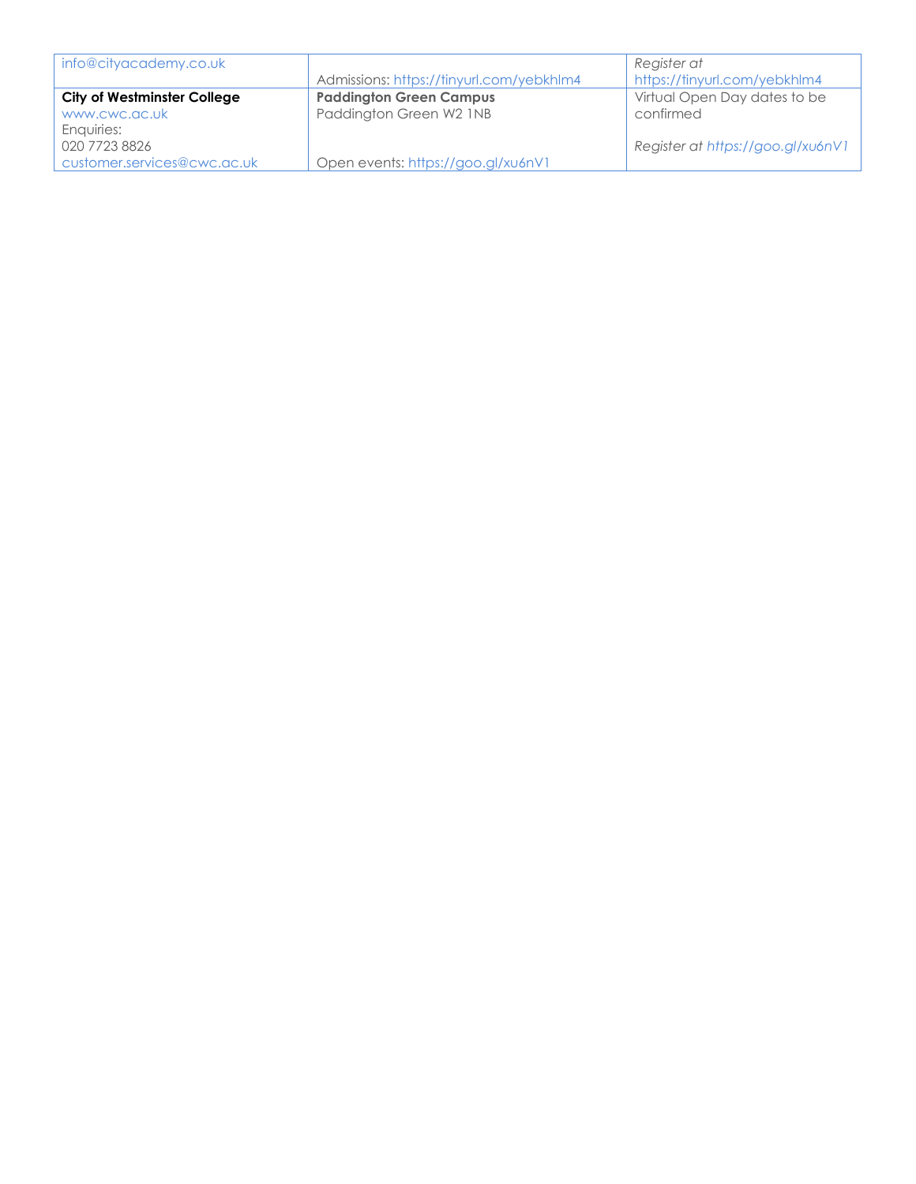| | | |
|---|---|---|
| info@cityacademy.co.uk | Admissions: https://tinyurl.com/yebkhlm4 | *Register at* https://tinyurl.com/yebkhlm4 |
| **City of Westminster College**<br>www.cwc.ac.uk<br>Enquiries:<br>020 7723 8826<br>customer.services@cwc.ac.uk | **Paddington Green Campus**<br>Paddington Green W2 1NB<br><br><br>Open events: https://goo.gl/xu6nV1 | Virtual Open Day dates to be confirmed<br><br>*Register at https://goo.gl/xu6nV1* |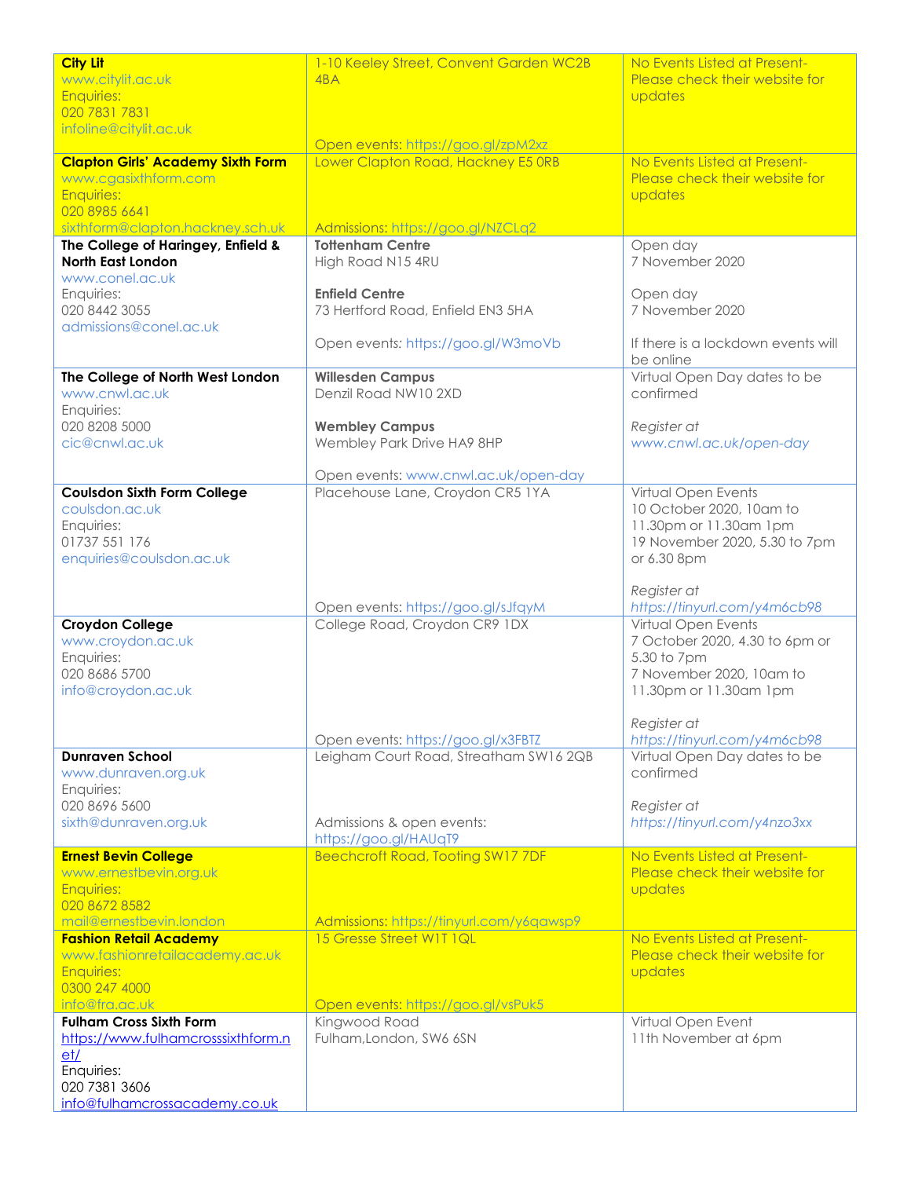| | | |
|---|---|---|
| **City Lit**<br>www.citylit.ac.uk<br>Enquiries:<br>020 7831 7831<br>infoline@citylit.ac.uk | 1-10 Keeley Street, Convent Garden WC2B 4BA<br><br>Open events: https://goo.gl/zpM2xz | No Events Listed at Present- Please check their website for updates |
| **Clapton Girls' Academy Sixth Form**<br>www.cgasixthform.com<br>Enquiries:<br>020 8985 6641<br>sixthform@clapton.hackney.sch.uk | Lower Clapton Road, Hackney E5 0RB<br><br>Admissions: https://goo.gl/NZCLq2 | No Events Listed at Present- Please check their website for updates |
| **The College of Haringey, Enfield & North East London**<br>www.conel.ac.uk<br>Enquiries:<br>020 8442 3055<br>admissions@conel.ac.uk | **Tottenham Centre**<br>High Road N15 4RU<br><br>**Enfield Centre**<br>73 Hertford Road, Enfield EN3 5HA<br><br>Open events: https://goo.gl/W3moVb | Open day<br>7 November 2020<br><br>Open day<br>7 November 2020<br><br>If there is a lockdown events will be online |
| **The College of North West London**<br>www.cnwl.ac.uk<br>Enquiries:<br>020 8208 5000<br>cic@cnwl.ac.uk | **Willesden Campus**<br>Denzil Road NW10 2XD<br><br>**Wembley Campus**<br>Wembley Park Drive HA9 8HP<br><br>Open events: www.cnwl.ac.uk/open-day | Virtual Open Day dates to be confirmed<br><br>*Register at*<br>*www.cnwl.ac.uk/open-day* |
| **Coulsdon Sixth Form College**<br>coulsdon.ac.uk<br>Enquiries:<br>01737 551 176<br>enquiries@coulsdon.ac.uk | Placehouse Lane, Croydon CR5 1YA<br><br>Open events: https://goo.gl/sJfqyM | Virtual Open Events<br>10 October 2020, 10am to 11.30pm or 11.30am 1pm<br>19 November 2020, 5.30 to 7pm or 6.30 8pm<br><br>*Register at*<br>*https://tinyurl.com/y4m6cb98* |
| **Croydon College**<br>www.croydon.ac.uk<br>Enquiries:<br>020 8686 5700<br>info@croydon.ac.uk | College Road, Croydon CR9 1DX<br><br>Open events: https://goo.gl/x3FBTZ | Virtual Open Events<br>7 October 2020, 4.30 to 6pm or 5.30 to 7pm<br>7 November 2020, 10am to 11.30pm or 11.30am 1pm<br><br>*Register at*<br>*https://tinyurl.com/y4m6cb98* |
| **Dunraven School**<br>www.dunraven.org.uk<br>Enquiries:<br>020 8696 5600<br>sixth@dunraven.org.uk | Leigham Court Road, Streatham SW16 2QB<br><br>Admissions & open events:<br>https://goo.gl/HAUqT9 | Virtual Open Day dates to be confirmed<br><br>*Register at*<br>*https://tinyurl.com/y4nzo3xx* |
| **Ernest Bevin College**<br>www.ernestbevin.org.uk<br>Enquiries:<br>020 8672 8582<br>mail@ernestbevin.london | Beechcroft Road, Tooting SW17 7DF<br><br>Admissions: https://tinyurl.com/y6qawsp9 | No Events Listed at Present- Please check their website for updates |
| **Fashion Retail Academy**<br>www.fashionretailacademy.ac.uk<br>Enquiries:<br>0300 247 4000<br>info@fra.ac.uk | 15 Gresse Street W1T 1QL<br><br>Open events: https://goo.gl/vsPuk5 | No Events Listed at Present- Please check their website for updates |
| **Fulham Cross Sixth Form**<br>https://www.fulhamcrosssixthform.net/<br>Enquiries:<br>020 7381 3606<br>info@fulhamcrossacademy.co.uk | Kingwood Road<br>Fulham,London, SW6 6SN | Virtual Open Event<br>11th November at 6pm |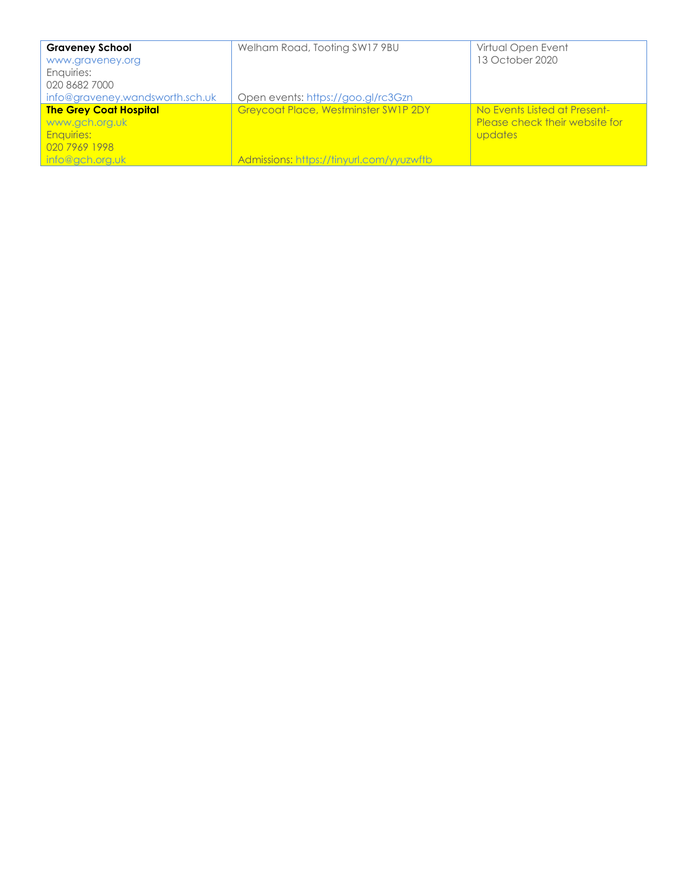| | | |
|---|---|---|
| **Graveney School**<br>www.graveney.org<br>Enquiries:<br>020 8682 7000<br>info@graveney.wandsworth.sch.uk | Welham Road, Tooting SW17 9BU<br><br>Open events: https://goo.gl/rc3Gzn | Virtual Open Event<br>13 October 2020 |
| **The Grey Coat Hospital**<br>www.gch.org.uk<br>Enquiries:<br>020 7969 1998<br>info@gch.org.uk | Greycoat Place, Westminster SW1P 2DY<br><br>Admissions: https://tinyurl.com/yyuzwftb | No Events Listed at Present-<br>Please check their website for updates |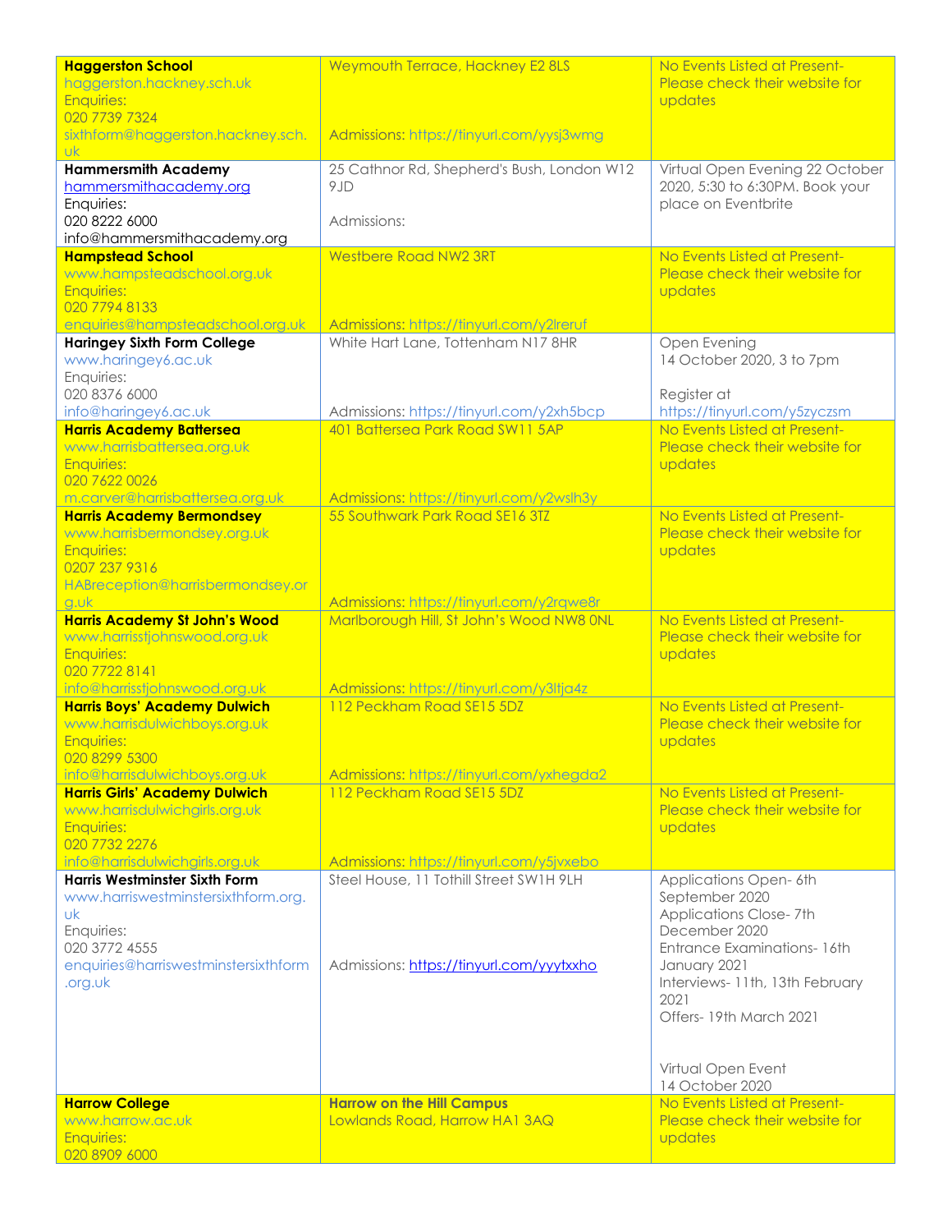| | | |
|---|---|---|
| **Haggerston School**<br>haggerston.hackney.sch.uk<br>Enquiries:<br>020 7739 7324<br>sixthform@haggerston.hackney.sch.uk | Weymouth Terrace, Hackney E2 8LS<br><br>Admissions: https://tinyurl.com/yysj3wmg | No Events Listed at Present- Please check their website for updates |
| **Hammersmith Academy**<br>hammersmithacademy.org<br>Enquiries:<br>020 8222 6000<br>info@hammersmithacademy.org | 25 Cathnor Rd, Shepherd's Bush, London W12 9JD<br><br>Admissions: | Virtual Open Evening 22 October 2020, 5:30 to 6:30PM. Book your place on Eventbrite |
| **Hampstead School**<br>www.hampsteadschool.org.uk<br>Enquiries:<br>020 7794 8133<br>enquiries@hampsteadschool.org.uk | Westbere Road NW2 3RT<br><br>Admissions: https://tinyurl.com/y2lreruf | No Events Listed at Present- Please check their website for updates |
| **Haringey Sixth Form College**<br>www.haringey6.ac.uk<br>Enquiries:<br>020 8376 6000<br>info@haringey6.ac.uk | White Hart Lane, Tottenham N17 8HR<br><br>Admissions: https://tinyurl.com/y2xh5bcp | Open Evening<br>14 October 2020, 3 to 7pm<br><br>Register at<br>https://tinyurl.com/y5zyczsm |
| **Harris Academy Battersea**<br>www.harrisbattersea.org.uk<br>Enquiries:<br>020 7622 0026<br>m.carver@harrisbattersea.org.uk | 401 Battersea Park Road SW11 5AP<br><br>Admissions: https://tinyurl.com/y2wslh3y | No Events Listed at Present- Please check their website for updates |
| **Harris Academy Bermondsey**<br>www.harrisbermondsey.org.uk<br>Enquiries:<br>0207 237 9316<br>HABreception@harrisbermondsey.org.uk | 55 Southwark Park Road SE16 3TZ<br><br>Admissions: https://tinyurl.com/y2rqwe8r | No Events Listed at Present- Please check their website for updates |
| **Harris Academy St John's Wood**<br>www.harrisstjohnswood.org.uk<br>Enquiries:<br>020 7722 8141<br>info@harrisstjohnswood.org.uk | Marlborough Hill, St John's Wood NW8 0NL<br><br>Admissions: https://tinyurl.com/y3ltja4z | No Events Listed at Present- Please check their website for updates |
| **Harris Boys' Academy Dulwich**<br>www.harrisdulwichboys.org.uk<br>Enquiries:<br>020 8299 5300<br>info@harrisdulwichboys.org.uk | 112 Peckham Road SE15 5DZ<br><br>Admissions: https://tinyurl.com/yxhegda2 | No Events Listed at Present- Please check their website for updates |
| **Harris Girls' Academy Dulwich**<br>www.harrisdulwichgirls.org.uk<br>Enquiries:<br>020 7732 2276<br>info@harrisdulwichgirls.org.uk | 112 Peckham Road SE15 5DZ<br><br>Admissions: https://tinyurl.com/y5jvxebo | No Events Listed at Present- Please check their website for updates |
| **Harris Westminster Sixth Form**<br>www.harriswestminstersixthform.org.uk<br>Enquiries:<br>020 3772 4555<br>enquiries@harriswestminstersixthform.org.uk | Steel House, 11 Tothill Street SW1H 9LH<br><br>Admissions: https://tinyurl.com/yyytxxho | Applications Open- 6th September 2020<br>Applications Close- 7th December 2020<br>Entrance Examinations- 16th January 2021<br>Interviews- 11th, 13th February 2021<br>Offers- 19th March 2021<br><br>Virtual Open Event<br>14 October 2020 |
| **Harrow College**<br>www.harrow.ac.uk<br>Enquiries:<br>020 8909 6000 | **Harrow on the Hill Campus**<br>Lowlands Road, Harrow HA1 3AQ | No Events Listed at Present- Please check their website for updates |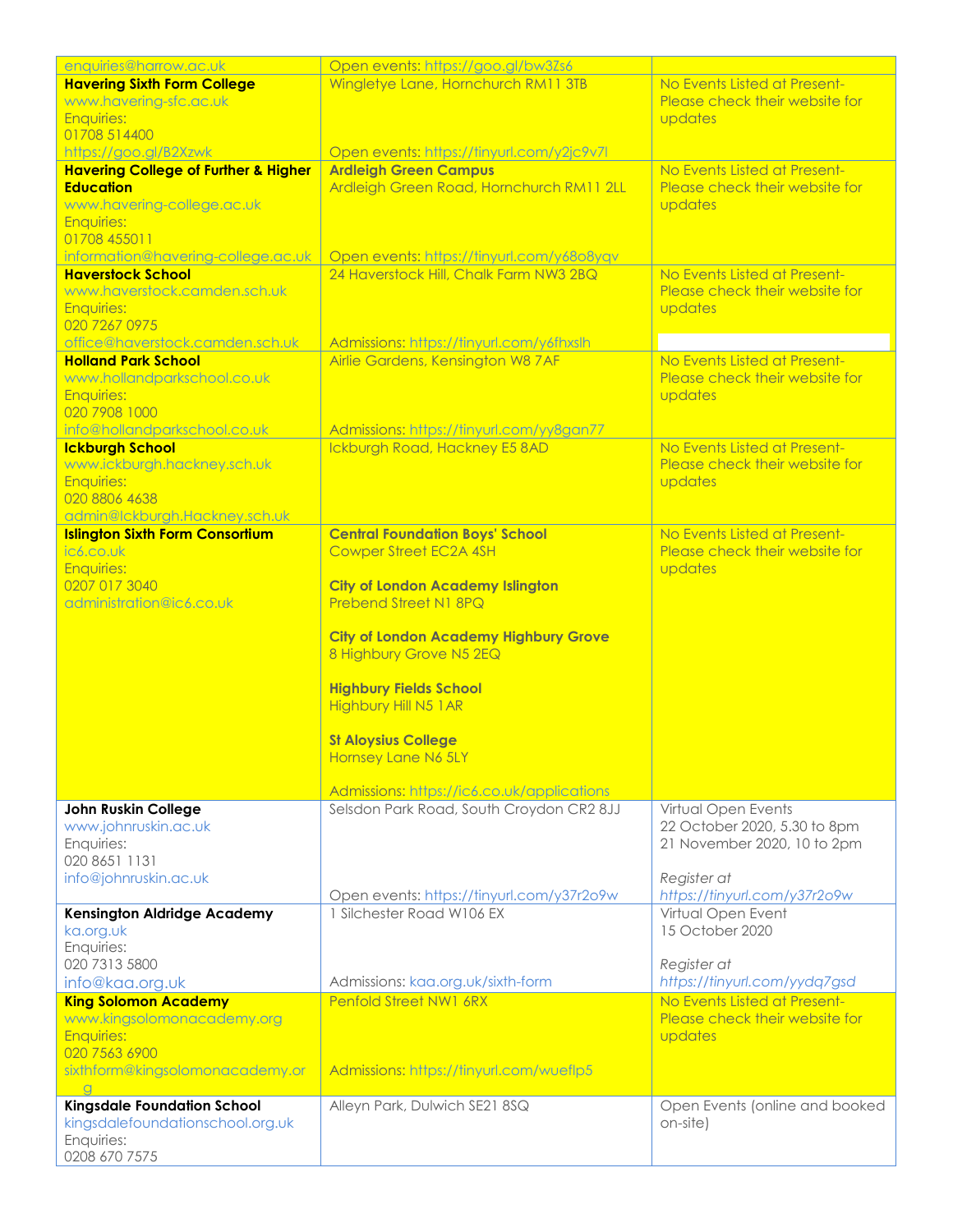| | | |
|---|---|---|
| enquiries@harrow.ac.uk | Open events: https://goo.gl/bw3Zs6 | |
| **Havering Sixth Form College**<br>www.havering-sfc.ac.uk<br>Enquiries:<br>01708 514400<br>https://goo.gl/B2Xzwk | Wingletye Lane, Hornchurch RM11 3TB<br><br>Open events: https://tinyurl.com/y2jc9v7l | No Events Listed at Present- Please check their website for updates |
| **Havering College of Further & Higher Education**<br>www.havering-college.ac.uk<br>Enquiries:<br>01708 455011<br>information@havering-college.ac.uk | **Ardleigh Green Campus**<br>Ardleigh Green Road, Hornchurch RM11 2LL<br><br>Open events: https://tinyurl.com/y68o8yqv | No Events Listed at Present- Please check their website for updates |
| **Haverstock School**<br>www.haverstock.camden.sch.uk<br>Enquiries:<br>020 7267 0975<br>office@haverstock.camden.sch.uk | 24 Haverstock Hill, Chalk Farm NW3 2BQ<br><br>Admissions: https://tinyurl.com/y6fhxslh | No Events Listed at Present- Please check their website for updates |
| **Holland Park School**<br>www.hollandparkschool.co.uk<br>Enquiries:<br>020 7908 1000<br>info@hollandparkschool.co.uk | Airlie Gardens, Kensington W8 7AF<br><br>Admissions: https://tinyurl.com/yy8gan77 | No Events Listed at Present- Please check their website for updates |
| **Ickburgh School**<br>www.ickburgh.hackney.sch.uk<br>Enquiries:<br>020 8806 4638<br>admin@Ickburgh.Hackney.sch.uk | Ickburgh Road, Hackney E5 8AD | No Events Listed at Present- Please check their website for updates |
| **Islington Sixth Form Consortium**<br>ic6.co.uk<br>Enquiries:<br>0207 017 3040<br>administration@ic6.co.uk | **Central Foundation Boys' School**<br>Cowper Street EC2A 4SH<br><br>**City of London Academy Islington**<br>Prebend Street N1 8PQ<br><br>**City of London Academy Highbury Grove**<br>8 Highbury Grove N5 2EQ<br><br>**Highbury Fields School**<br>Highbury Hill N5 1AR<br><br>**St Aloysius College**<br>Hornsey Lane N6 5LY<br><br>Admissions: https://ic6.co.uk/applications | No Events Listed at Present- Please check their website for updates |
| **John Ruskin College**<br>www.johnruskin.ac.uk<br>Enquiries:<br>020 8651 1131<br>info@johnruskin.ac.uk | Selsdon Park Road, South Croydon CR2 8JJ<br><br>Open events: https://tinyurl.com/y37r2o9w | Virtual Open Events<br>22 October 2020, 5.30 to 8pm<br>21 November 2020, 10 to 2pm<br><br>*Register at https://tinyurl.com/y37r2o9w* |
| **Kensington Aldridge Academy**<br>ka.org.uk<br>Enquiries:<br>020 7313 5800<br>info@kaa.org.uk | 1 Silchester Road W106 EX<br><br>Admissions: kaa.org.uk/sixth-form | Virtual Open Event<br>15 October 2020<br><br>*Register at https://tinyurl.com/yydq7gsd* |
| **King Solomon Academy**<br>www.kingsolomonacademy.org<br>Enquiries:<br>020 7563 6900<br>sixthform@kingsolomonacademy.org | Penfold Street NW1 6RX<br><br>Admissions: https://tinyurl.com/wueflp5 | No Events Listed at Present- Please check their website for updates |
| **Kingsdale Foundation School**<br>kingsdalefoundationschool.org.uk<br>Enquiries:<br>0208 670 7575 | Alleyn Park, Dulwich SE21 8SQ | Open Events (online and booked on-site) |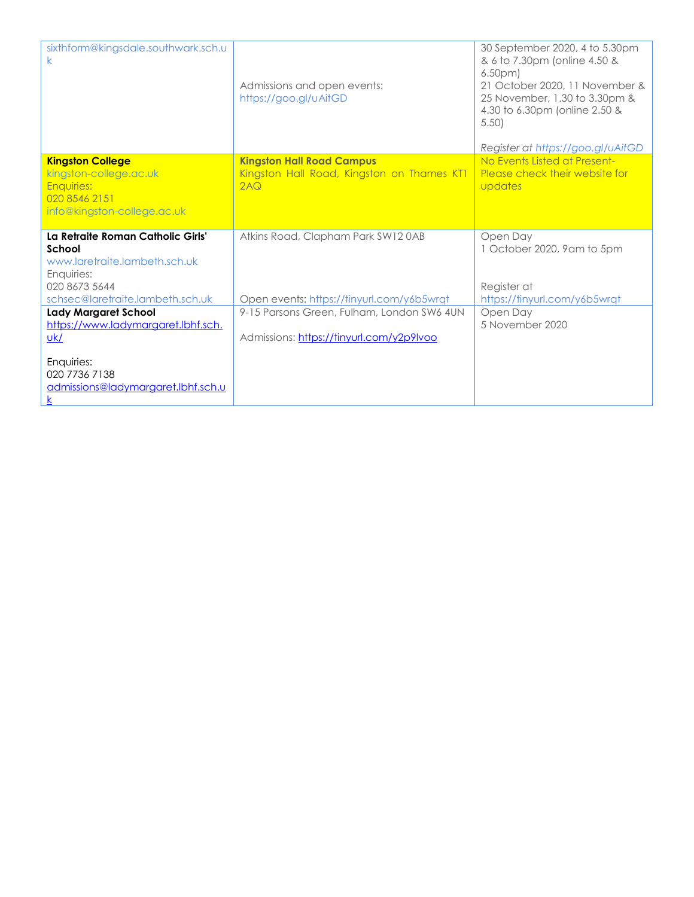| | | |
|---|---|---|
| sixthform@kingsdale.southwark.sch.uk | Admissions and open events: https://goo.gl/uAitGD | 30 September 2020, 4 to 5.30pm & 6 to 7.30pm (online 4.50 & 6.50pm)<br>21 October 2020, 11 November & 25 November, 1.30 to 3.30pm & 4.30 to 6.30pm (online 2.50 & 5.50)<br><br>*Register at https://goo.gl/uAitGD* |
| **Kingston College**<br>kingston-college.ac.uk<br>Enquiries:<br>020 8546 2151<br>info@kingston-college.ac.uk | **Kingston Hall Road Campus**<br>Kingston Hall Road, Kingston on Thames KT1 2AQ | No Events Listed at Present-Please check their website for updates |
| **La Retraite Roman Catholic Girls' School**<br>www.laretraite.lambeth.sch.uk<br>Enquiries:<br>020 8673 5644<br>schsec@laretraite.lambeth.sch.uk | Atkins Road, Clapham Park SW12 0AB<br><br>Open events: https://tinyurl.com/y6b5wrqt | Open Day<br>1 October 2020, 9am to 5pm<br><br>Register at https://tinyurl.com/y6b5wrqt |
| **Lady Margaret School**<br>https://www.ladymargaret.lbhf.sch.uk/<br><br>Enquiries:<br>020 7736 7138<br>admissions@ladymargaret.lbhf.sch.uk | 9-15 Parsons Green, Fulham, London SW6 4UN<br><br>Admissions: https://tinyurl.com/y2p9lvoo | Open Day<br>5 November 2020 |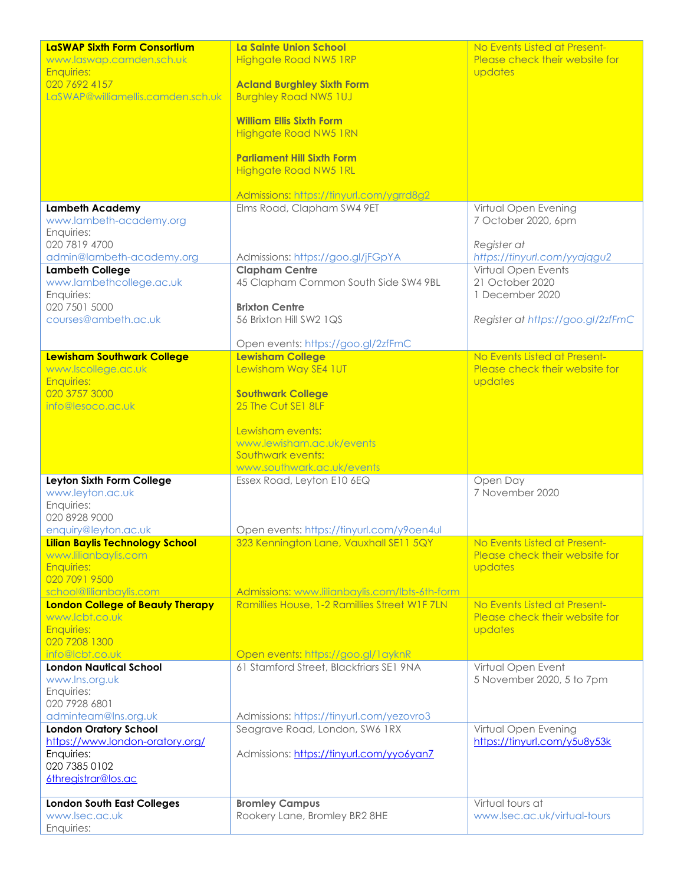| | | |
|---|---|---|
| **LaSWAP Sixth Form Consortium**<br>www.laswap.camden.sch.uk<br>Enquiries:<br>020 7692 4157<br>LaSWAP@williamellis.camden.sch.uk | **La Sainte Union School**<br>Highgate Road NW5 1RP<br><br>**Acland Burghley Sixth Form**<br>Burghley Road NW5 1UJ<br><br>**William Ellis Sixth Form**<br>Highgate Road NW5 1RN<br><br>**Parliament Hill Sixth Form**<br>Highgate Road NW5 1RL<br><br>Admissions: https://tinyurl.com/ygrrd8g2 | No Events Listed at Present- Please check their website for updates |
| **Lambeth Academy**<br>www.lambeth-academy.org<br>Enquiries:<br>020 7819 4700<br>admin@lambeth-academy.org | Elms Road, Clapham SW4 9ET<br><br>Admissions: https://goo.gl/jFGpYA | Virtual Open Evening<br>7 October 2020, 6pm<br><br>*Register at*<br>*https://tinyurl.com/yyajqgu2* |
| **Lambeth College**<br>www.lambethcollege.ac.uk<br>Enquiries:<br>020 7501 5000<br>courses@ambeth.ac.uk | **Clapham Centre**<br>45 Clapham Common South Side SW4 9BL<br><br>**Brixton Centre**<br>56 Brixton Hill SW2 1QS<br><br>Open events: https://goo.gl/2zfFmC | Virtual Open Events<br>21 October 2020<br>1 December 2020<br><br>*Register at https://goo.gl/2zfFmC* |
| **Lewisham Southwark College**<br>www.lscollege.ac.uk<br>Enquiries:<br>020 3757 3000<br>info@lesoco.ac.uk | **Lewisham College**<br>Lewisham Way SE4 1UT<br><br>**Southwark College**<br>25 The Cut SE1 8LF<br><br>Lewisham events:<br>www.lewisham.ac.uk/events<br>Southwark events:<br>www.southwark.ac.uk/events | No Events Listed at Present- Please check their website for updates |
| **Leyton Sixth Form College**<br>www.leyton.ac.uk<br>Enquiries:<br>020 8928 9000<br>enquiry@leyton.ac.uk | Essex Road, Leyton E10 6EQ<br><br>Open events: https://tinyurl.com/y9oen4ul | Open Day<br>7 November 2020 |
| **Lilian Baylis Technology School**<br>www.lilianbaylis.com<br>Enquiries:<br>020 7091 9500<br>school@lilianbaylis.com | 323 Kennington Lane, Vauxhall SE11 5QY<br><br>Admissions: www.lilianbaylis.com/lbts-6th-form | No Events Listed at Present- Please check their website for updates |
| **London College of Beauty Therapy**<br>www.lcbt.co.uk<br>Enquiries:<br>020 7208 1300<br>info@lcbt.co.uk | Ramillies House, 1-2 Ramillies Street W1F 7LN<br><br>Open events: https://goo.gl/1ayknR | No Events Listed at Present- Please check their website for updates |
| **London Nautical School**<br>www.lns.org.uk<br>Enquiries:<br>020 7928 6801<br>adminteam@lns.org.uk | 61 Stamford Street, Blackfriars SE1 9NA<br><br>Admissions: https://tinyurl.com/yezovro3 | Virtual Open Event<br>5 November 2020, 5 to 7pm |
| **London Oratory School**<br>https://www.london-oratory.org/<br>Enquiries:<br>020 7385 0102<br>6thregistrar@los.ac | Seagrave Road, London, SW6 1RX<br><br>Admissions: https://tinyurl.com/yyo6yan7 | Virtual Open Evening<br>https://tinyurl.com/y5u8y53k |
| **London South East Colleges**<br>www.lsec.ac.uk<br>Enquiries: | **Bromley Campus**<br>Rookery Lane, Bromley BR2 8HE | Virtual tours at<br>www.lsec.ac.uk/virtual-tours |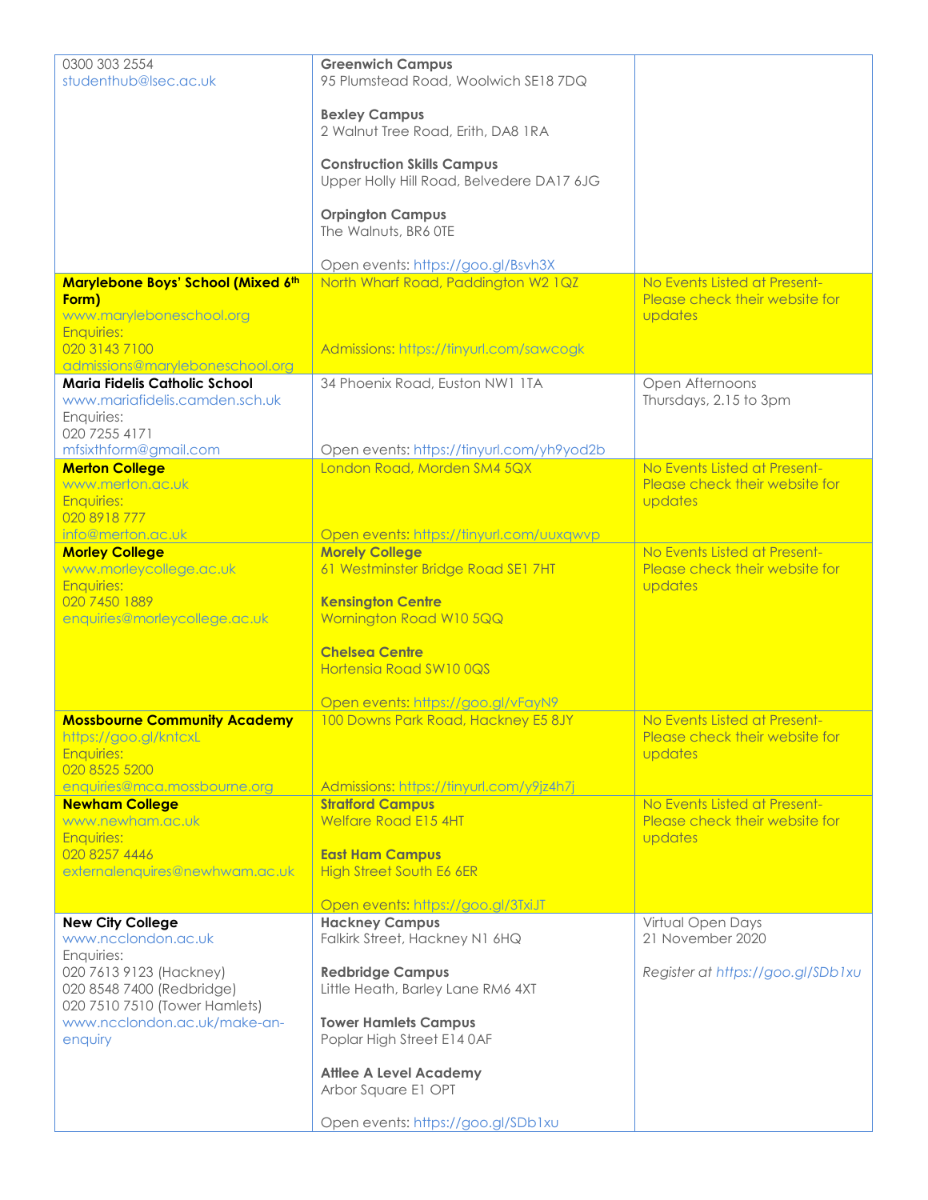| | | |
|---|---|---|
| 0300 303 2554<br>studenthub@lsec.ac.uk | **Greenwich Campus**<br>95 Plumstead Road, Woolwich SE18 7DQ<br><br>**Bexley Campus**<br>2 Walnut Tree Road, Erith, DA8 1RA<br><br>**Construction Skills Campus**<br>Upper Holly Hill Road, Belvedere DA17 6JG<br><br>**Orpington Campus**<br>The Walnuts, BR6 0TE<br><br>Open events: https://goo.gl/Bsvh3X | |
| **Marylebone Boys' School (Mixed 6th Form)**<br>www.maryleboneschool.org<br>Enquiries:<br>020 3143 7100<br>admissions@maryleboneschool.org | North Wharf Road, Paddington W2 1QZ<br><br>Admissions: https://tinyurl.com/sawcogk | No Events Listed at Present- Please check their website for updates |
| **Maria Fidelis Catholic School**<br>www.mariafidelis.camden.sch.uk<br>Enquiries:<br>020 7255 4171<br>mfsixthform@gmail.com | 34 Phoenix Road, Euston NW1 1TA<br><br>Open events: https://tinyurl.com/yh9yod2b | Open Afternoons<br>Thursdays, 2.15 to 3pm |
| **Merton College**<br>www.merton.ac.uk<br>Enquiries:<br>020 8918 777<br>info@merton.ac.uk | London Road, Morden SM4 5QX<br><br>Open events: https://tinyurl.com/uuxqwvp | No Events Listed at Present- Please check their website for updates |
| **Morley College**<br>www.morleycollege.ac.uk<br>Enquiries:<br>020 7450 1889<br>enquiries@morleycollege.ac.uk | **Morely College**<br>61 Westminster Bridge Road SE1 7HT<br><br>**Kensington Centre**<br>Wornington Road W10 5QQ<br><br>**Chelsea Centre**<br>Hortensia Road SW10 0QS<br><br>Open events: https://goo.gl/vFayN9 | No Events Listed at Present- Please check their website for updates |
| **Mossbourne Community Academy**<br>https://goo.gl/kntcxL<br>Enquiries:<br>020 8525 5200<br>enquiries@mca.mossbourne.org | 100 Downs Park Road, Hackney E5 8JY<br><br>Admissions: https://tinyurl.com/y9jz4h7j | No Events Listed at Present- Please check their website for updates |
| **Newham College**<br>www.newham.ac.uk<br>Enquiries:<br>020 8257 4446<br>externalenquires@newhwam.ac.uk | **Stratford Campus**<br>Welfare Road E15 4HT<br><br>**East Ham Campus**<br>High Street South E6 6ER<br><br>Open events: https://goo.gl/3TxiJT | No Events Listed at Present- Please check their website for updates |
| **New City College**<br>www.ncclondon.ac.uk<br>Enquiries:<br>020 7613 9123 (Hackney)<br>020 8548 7400 (Redbridge)<br>020 7510 7510 (Tower Hamlets)<br>www.ncclondon.ac.uk/make-an-enquiry | **Hackney Campus**<br>Falkirk Street, Hackney N1 6HQ<br><br>**Redbridge Campus**<br>Little Heath, Barley Lane RM6 4XT<br><br>**Tower Hamlets Campus**<br>Poplar High Street E14 0AF<br><br>**Attlee A Level Academy**<br>Arbor Square E1 OPT<br><br>Open events: https://goo.gl/SDb1xu | Virtual Open Days<br>21 November 2020<br><br>*Register at https://goo.gl/SDb1xu* |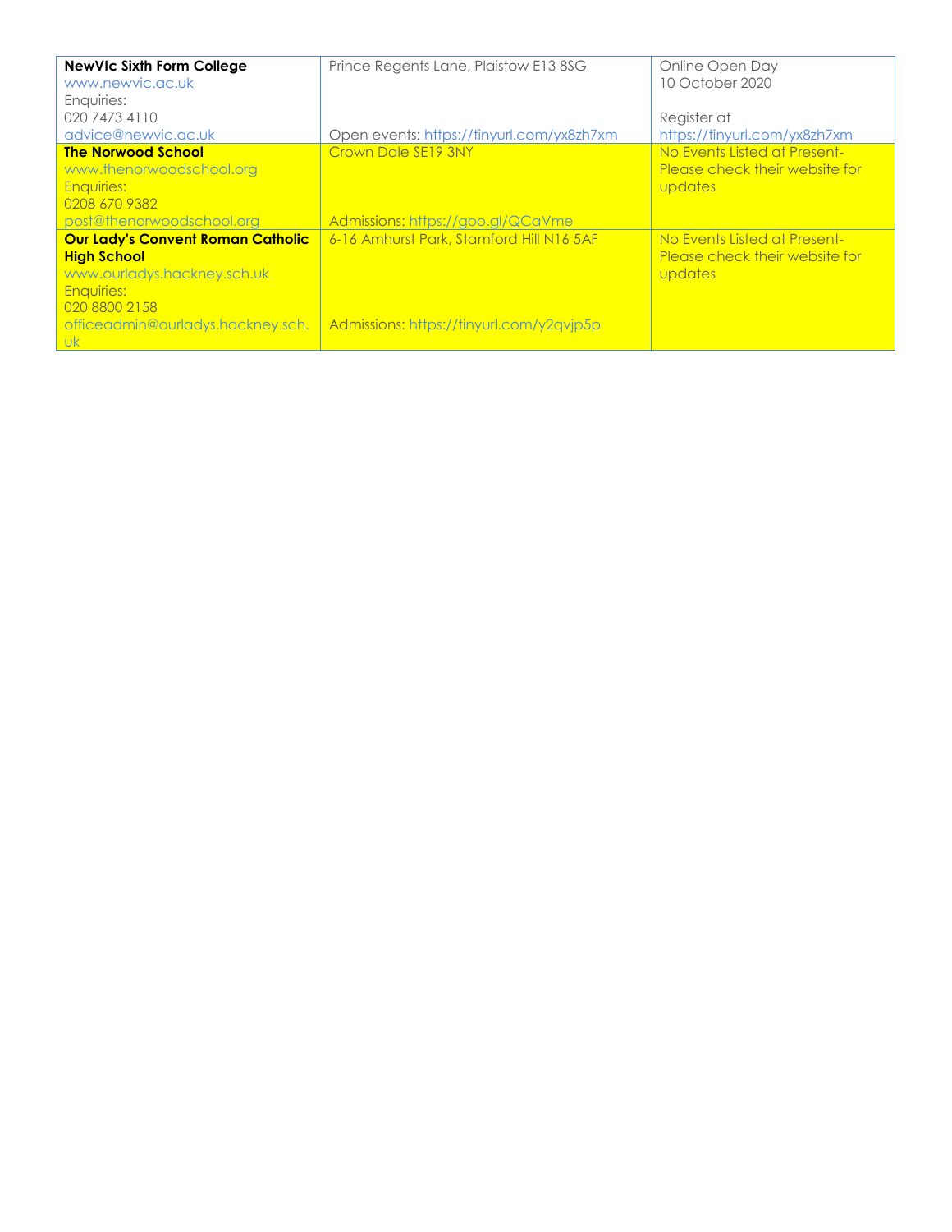| | | |
|---|---|---|
| **NewVIc Sixth Form College**<br>www.newvic.ac.uk<br>Enquiries:<br>020 7473 4110<br>advice@newvic.ac.uk | Prince Regents Lane, Plaistow E13 8SG<br><br>Open events: https://tinyurl.com/yx8zh7xm | Online Open Day<br>10 October 2020<br><br>Register at<br>https://tinyurl.com/yx8zh7xm |
| **The Norwood School**<br>www.thenorwoodschool.org<br>Enquiries:<br>0208 670 9382<br>post@thenorwoodschool.org | Crown Dale SE19 3NY<br><br>Admissions: https://goo.gl/QCaVme | No Events Listed at Present- Please check their website for updates |
| **Our Lady's Convent Roman Catholic High School**<br>www.ourladys.hackney.sch.uk<br>Enquiries:<br>020 8800 2158<br>officeadmin@ourladys.hackney.sch.uk | 6-16 Amhurst Park, Stamford Hill N16 5AF<br><br>Admissions: https://tinyurl.com/y2qvjp5p | No Events Listed at Present- Please check their website for updates |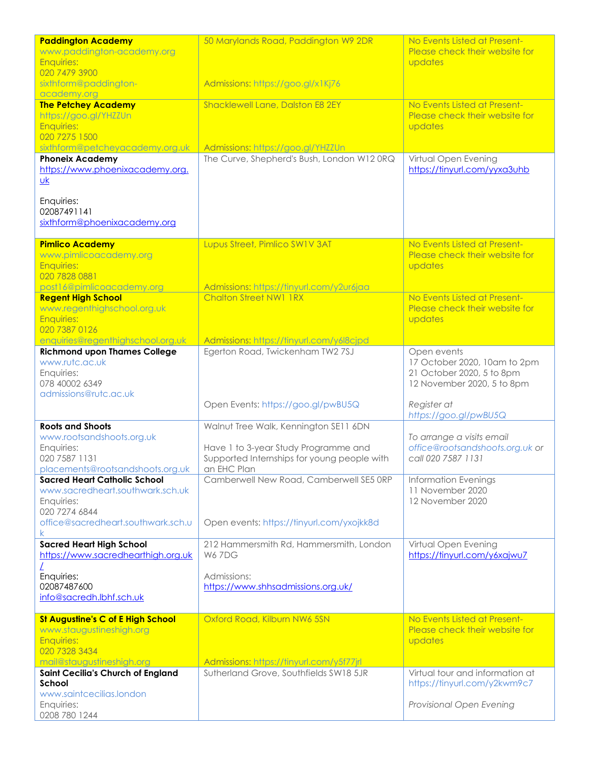| | | |
|---|---|---|
| **Paddington Academy**<br>www.paddington-academy.org<br>Enquiries:<br>020 7479 3900<br>sixthform@paddington-academy.org | 50 Marylands Road, Paddington W9 2DR<br><br>Admissions: https://goo.gl/x1Kj76 | No Events Listed at Present- Please check their website for updates |
| **The Petchey Academy**<br>https://goo.gl/YHZZUn<br>Enquiries:<br>020 7275 1500<br>sixthform@petcheyacademy.org.uk | Shacklewell Lane, Dalston E8 2EY<br><br>Admissions: https://goo.gl/YHZZUn | No Events Listed at Present- Please check their website for updates |
| **Phoneix Academy**<br>https://www.phoenixacademy.org.uk<br><br>Enquiries:<br>02087491141<br>sixthform@phoenixacademy.org | The Curve, Shepherd's Bush, London W12 0RQ | Virtual Open Evening<br>https://tinyurl.com/yyxa3uhb |
| **Pimlico Academy**<br>www.pimlicoacademy.org<br>Enquiries:<br>020 7828 0881<br>post16@pimlicoacademy.org | Lupus Street, Pimlico SW1V 3AT<br><br>Admissions: https://tinyurl.com/y2ur6jaa | No Events Listed at Present- Please check their website for updates |
| **Regent High School**<br>www.regenthighschool.org.uk<br>Enquiries:<br>020 7387 0126<br>enquiries@regenthighschool.org.uk | Chalton Street NW1 1RX<br><br>Admissions: https://tinyurl.com/y6l8cjpd | No Events Listed at Present- Please check their website for updates |
| **Richmond upon Thames College**<br>www.rutc.ac.uk<br>Enquiries:<br>078 40002 6349<br>admissions@rutc.ac.uk | Egerton Road, Twickenham TW2 7SJ<br><br>Open Events: https://goo.gl/pwBU5Q | Open events<br>17 October 2020, 10am to 2pm<br>21 October 2020, 5 to 8pm<br>12 November 2020, 5 to 8pm<br><br>*Register at https://goo.gl/pwBU5Q* |
| **Roots and Shoots**<br>www.rootsandshoots.org.uk<br>Enquiries:<br>020 7587 1131<br>placements@rootsandshoots.org.uk | Walnut Tree Walk, Kennington SE11 6DN<br><br>Have 1 to 3-year Study Programme and Supported Internships for young people with an EHC Plan | *To arrange a visits email office@rootsandshoots.org.uk or call 020 7587 1131* |
| **Sacred Heart Catholic School**<br>www.sacredheart.southwark.sch.uk<br>Enquiries:<br>020 7274 6844<br>office@sacredheart.southwark.sch.uk | Camberwell New Road, Camberwell SE5 0RP<br><br>Open events: https://tinyurl.com/yxojkk8d | Information Evenings<br>11 November 2020<br>12 November 2020 |
| **Sacred Heart High School**<br>https://www.sacredhearthigh.org.uk/<br>Enquiries:<br>02087487600<br>info@sacredh.lbhf.sch.uk | 212 Hammersmith Rd, Hammersmith, London W6 7DG<br><br>Admissions:<br>https://www.shhsadmissions.org.uk/ | Virtual Open Evening<br>https://tinyurl.com/y6xajwu7 |
| **St Augustine's C of E High School**<br>www.staugustineshigh.org<br>Enquiries:<br>020 7328 3434<br>mail@staugustineshigh.org | Oxford Road, Kilburn NW6 5SN<br><br>Admissions: https://tinyurl.com/y5f77jrl | No Events Listed at Present- Please check their website for updates |
| **Saint Cecilia's Church of England School**<br>www.saintcecilias.london<br>Enquiries:<br>0208 780 1244 | Sutherland Grove, Southfields SW18 5JR | Virtual tour and information at https://tinyurl.com/y2kwm9c7<br><br>*Provisional Open Evening* |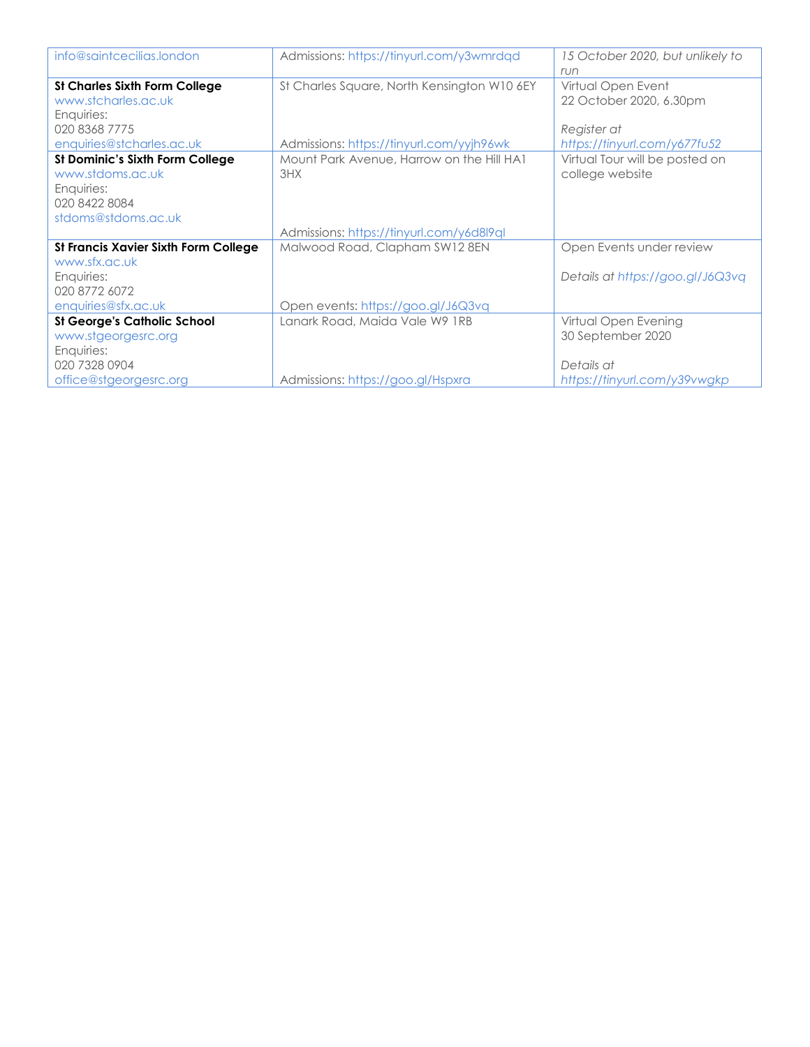| | | |
|---|---|---|
| info@saintcecilias.london | Admissions: https://tinyurl.com/y3wmrdqd | *15 October 2020, but unlikely to run* |
| **St Charles Sixth Form College**<br>www.stcharles.ac.uk<br>Enquiries:<br>020 8368 7775<br>enquiries@stcharles.ac.uk | St Charles Square, North Kensington W10 6EY<br><br>Admissions: https://tinyurl.com/yyjh96wk | Virtual Open Event<br>22 October 2020, 6.30pm<br><br>*Register at*<br>*https://tinyurl.com/y677fu52* |
| **St Dominic's Sixth Form College**<br>www.stdoms.ac.uk<br>Enquiries:<br>020 8422 8084<br>stdoms@stdoms.ac.uk | Mount Park Avenue, Harrow on the Hill HA1 3HX<br><br>Admissions: https://tinyurl.com/y6d8l9ql | Virtual Tour will be posted on college website |
| **St Francis Xavier Sixth Form College**<br>www.sfx.ac.uk<br>Enquiries:<br>020 8772 6072<br>enquiries@sfx.ac.uk | Malwood Road, Clapham SW12 8EN<br><br>Open events: https://goo.gl/J6Q3vq | Open Events under review<br><br>*Details at https://goo.gl/J6Q3vq* |
| **St George's Catholic School**<br>www.stgeorgesrc.org<br>Enquiries:<br>020 7328 0904<br>office@stgeorgesrc.org | Lanark Road, Maida Vale W9 1RB<br><br>Admissions: https://goo.gl/Hspxra | Virtual Open Evening<br>30 September 2020<br><br>*Details at*<br>*https://tinyurl.com/y39vwgkp* |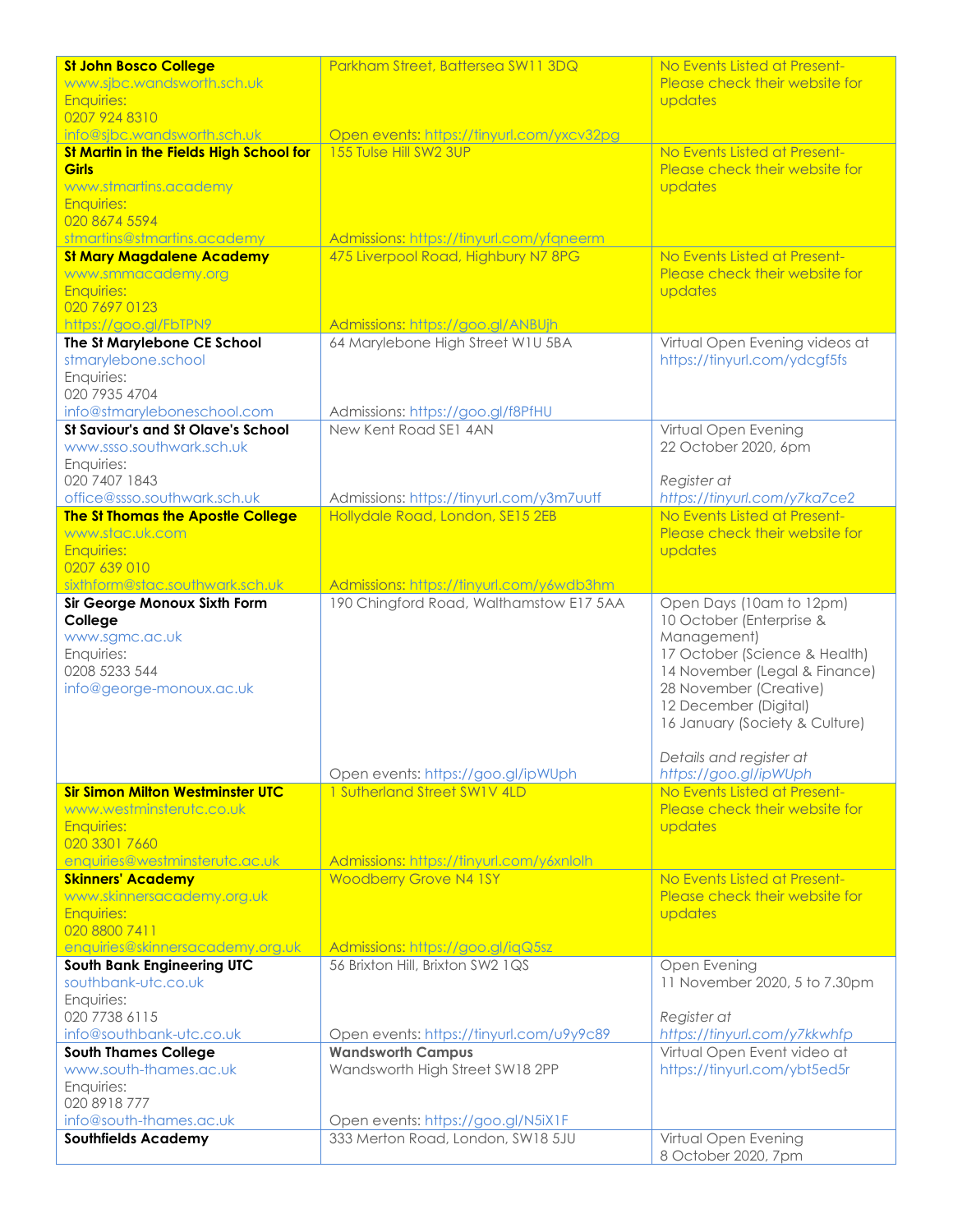| | | |
|---|---|---|
| **St John Bosco College**<br>www.sjbc.wandsworth.sch.uk<br>Enquiries:<br>0207 924 8310<br>info@sjbc.wandsworth.sch.uk | Parkham Street, Battersea SW11 3DQ<br><br>Open events: https://tinyurl.com/yxcv32pg | No Events Listed at Present- Please check their website for updates |
| **St Martin in the Fields High School for Girls**<br>www.stmartins.academy<br>Enquiries:<br>020 8674 5594<br>stmartins@stmartins.academy | 155 Tulse Hill SW2 3UP<br><br>Admissions: https://tinyurl.com/yfqneerm | No Events Listed at Present- Please check their website for updates |
| **St Mary Magdalene Academy**<br>www.smmacademy.org<br>Enquiries:<br>020 7697 0123<br>https://goo.gl/FbTPN9 | 475 Liverpool Road, Highbury N7 8PG<br><br>Admissions: https://goo.gl/ANBUjh | No Events Listed at Present- Please check their website for updates |
| **The St Marylebone CE School**<br>stmarylebone.school<br>Enquiries:<br>020 7935 4704<br>info@stmaryleboneschool.com | 64 Marylebone High Street W1U 5BA<br><br>Admissions: https://goo.gl/f8PfHU | Virtual Open Evening videos at https://tinyurl.com/ydcgf5fs |
| **St Saviour's and St Olave's School**<br>www.ssso.southwark.sch.uk<br>Enquiries:<br>020 7407 1843<br>office@ssso.southwark.sch.uk | New Kent Road SE1 4AN<br><br>Admissions: https://tinyurl.com/y3m7uutf | Virtual Open Evening<br>22 October 2020, 6pm<br><br>*Register at https://tinyurl.com/y7ka7ce2* |
| **The St Thomas the Apostle College**<br>www.stac.uk.com<br>Enquiries:<br>0207 639 010<br>sixthform@stac.southwark.sch.uk | Hollydale Road, London, SE15 2EB<br><br>Admissions: https://tinyurl.com/y6wdb3hm | No Events Listed at Present- Please check their website for updates |
| **Sir George Monoux Sixth Form College**<br>www.sgmc.ac.uk<br>Enquiries:<br>0208 5233 544<br>info@george-monoux.ac.uk | 190 Chingford Road, Walthamstow E17 5AA<br><br>Open events: https://goo.gl/ipWUph | Open Days (10am to 12pm)<br>10 October (Enterprise & Management)<br>17 October (Science & Health)<br>14 November (Legal & Finance)<br>28 November (Creative)<br>12 December (Digital)<br>16 January (Society & Culture)<br><br>*Details and register at https://goo.gl/ipWUph* |
| **Sir Simon Milton Westminster UTC**<br>www.westminsterutc.co.uk<br>Enquiries:<br>020 3301 7660<br>enquiries@westminsterutc.ac.uk | 1 Sutherland Street SW1V 4LD<br><br>Admissions: https://tinyurl.com/y6xnlolh | No Events Listed at Present- Please check their website for updates |
| **Skinners' Academy**<br>www.skinnersacademy.org.uk<br>Enquiries:<br>020 8800 7411<br>enquiries@skinnersacademy.org.uk | Woodberry Grove N4 1SY<br><br>Admissions: https://goo.gl/iqQ5sz | No Events Listed at Present- Please check their website for updates |
| **South Bank Engineering UTC**<br>southbank-utc.co.uk<br>Enquiries:<br>020 7738 6115<br>info@southbank-utc.co.uk | 56 Brixton Hill, Brixton SW2 1QS<br><br>Open events: https://tinyurl.com/u9y9c89 | Open Evening<br>11 November 2020, 5 to 7.30pm<br><br>*Register at https://tinyurl.com/y7kkwhfp* |
| **South Thames College**<br>www.south-thames.ac.uk<br>Enquiries:<br>020 8918 777<br>info@south-thames.ac.uk | **Wandsworth Campus**<br>Wandsworth High Street SW18 2PP<br><br>Open events: https://goo.gl/N5iX1F | Virtual Open Event video at https://tinyurl.com/ybt5ed5r |
| **Southfields Academy** | 333 Merton Road, London, SW18 5JU | Virtual Open Evening<br>8 October 2020, 7pm |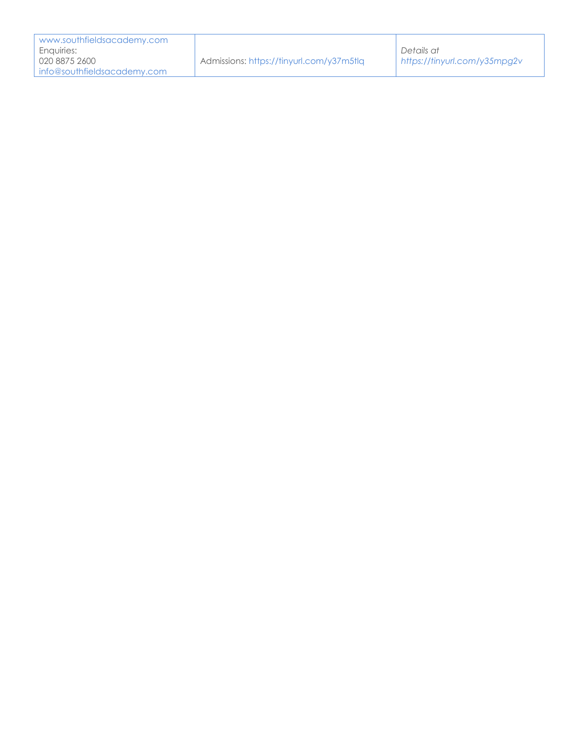| www.southfieldsacademy.com<br>Enquiries:<br>020 8875 2600<br>info@southfieldsacademy.com | Admissions: https://tinyurl.com/y37m5tlq | *Details at*<br>*https://tinyurl.com/y35mpg2v* |
|---|---|---|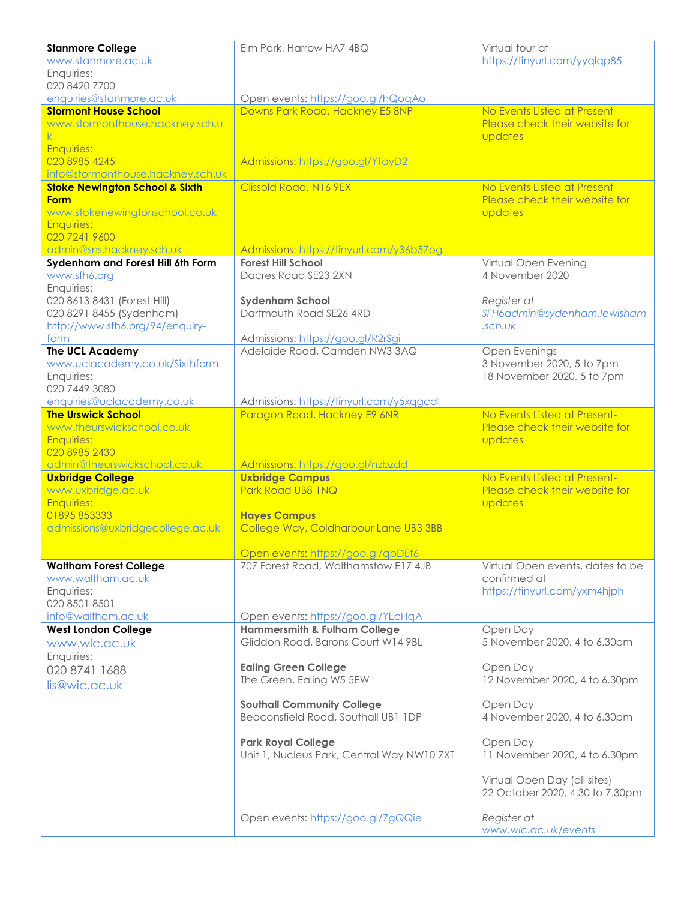| | | |
|---|---|---|
| **Stanmore College**<br>www.stanmore.ac.uk<br>Enquiries:<br>020 8420 7700<br>enquiries@stanmore.ac.uk | Elm Park, Harrow HA7 4BQ<br><br>Open events: https://goo.gl/hQoqAo | Virtual tour at<br>https://tinyurl.com/yyqlqp85 |
| **Stormont House School**<br>www.stormonthouse.hackney.sch.uk<br>Enquiries:<br>020 8985 4245<br>info@stormonthouse.hackney.sch.uk | Downs Park Road, Hackney E5 8NP<br><br>Admissions: https://goo.gl/YTayD2 | No Events Listed at Present- Please check their website for updates |
| **Stoke Newington School & Sixth Form**<br>www.stokenewingtonschool.co.uk<br>Enquiries:<br>020 7241 9600<br>admin@sns.hackney.sch.uk | Clissold Road, N16 9EX<br><br>Admissions: https://tinyurl.com/y36b57og | No Events Listed at Present- Please check their website for updates |
| **Sydenham and Forest Hill 6th Form**<br>www.sfh6.org<br>Enquiries:<br>020 8613 8431 (Forest Hill)<br>020 8291 8455 (Sydenham)<br>http://www.sfh6.org/94/enquiry-form | **Forest Hill School**<br>Dacres Road SE23 2XN<br><br>**Sydenham School**<br>Dartmouth Road SE26 4RD<br><br>Admissions: https://goo.gl/R2rSgi | Virtual Open Evening<br>4 November 2020<br><br>*Register at SFH6admin@sydenham.lewisham.sch.uk* |
| **The UCL Academy**<br>www.uclacademy.co.uk/Sixthform<br>Enquiries:<br>020 7449 3080<br>enquiries@uclacademy.co.uk | Adelaide Road, Camden NW3 3AQ<br><br>Admissions: https://tinyurl.com/y5xqgcdt | Open Evenings<br>3 November 2020, 5 to 7pm<br>18 November 2020, 5 to 7pm |
| **The Urswick School**<br>www.theurswickschool.co.uk<br>Enquiries:<br>020 8985 2430<br>admin@theurswickschool.co.uk | Paragon Road, Hackney E9 6NR<br><br>Admissions: https://goo.gl/nzbzdd | No Events Listed at Present- Please check their website for updates |
| **Uxbridge College**<br>www.uxbridge.ac.uk<br>Enquiries:<br>01895 853333<br>admissions@uxbridgecollege.ac.uk | **Uxbridge Campus**<br>Park Road UB8 1NQ<br><br>**Hayes Campus**<br>College Way, Coldharbour Lane UB3 3BB<br><br>Open events: https://goo.gl/qpDEt6 | No Events Listed at Present- Please check their website for updates |
| **Waltham Forest College**<br>www.waltham.ac.uk<br>Enquiries:<br>020 8501 8501<br>info@waltham.ac.uk | 707 Forest Road, Walthamstow E17 4JB<br><br>Open events: https://goo.gl/YEcHqA | Virtual Open events, dates to be confirmed at https://tinyurl.com/yxm4hjph |
| **West London College**<br>www.wlc.ac.uk<br>Enquiries:<br>020 8741 1688<br>lis@wic.ac.uk | **Hammersmith & Fulham College**<br>Gliddon Road, Barons Court W14 9BL<br><br>**Ealing Green College**<br>The Green, Ealing W5 5EW<br><br>**Southall Community College**<br>Beaconsfield Road, Southall UB1 1DP<br><br>**Park Royal College**<br>Unit 1, Nucleus Park, Central Way NW10 7XT<br><br>Open events: https://goo.gl/7gQQie | Open Day<br>5 November 2020, 4 to 6.30pm<br><br>Open Day<br>12 November 2020, 4 to 6.30pm<br><br>Open Day<br>4 November 2020, 4 to 6.30pm<br><br>Open Day<br>11 November 2020, 4 to 6.30pm<br><br>Virtual Open Day (all sites)<br>22 October 2020, 4.30 to 7.30pm<br><br>*Register at www.wlc.ac.uk/events* |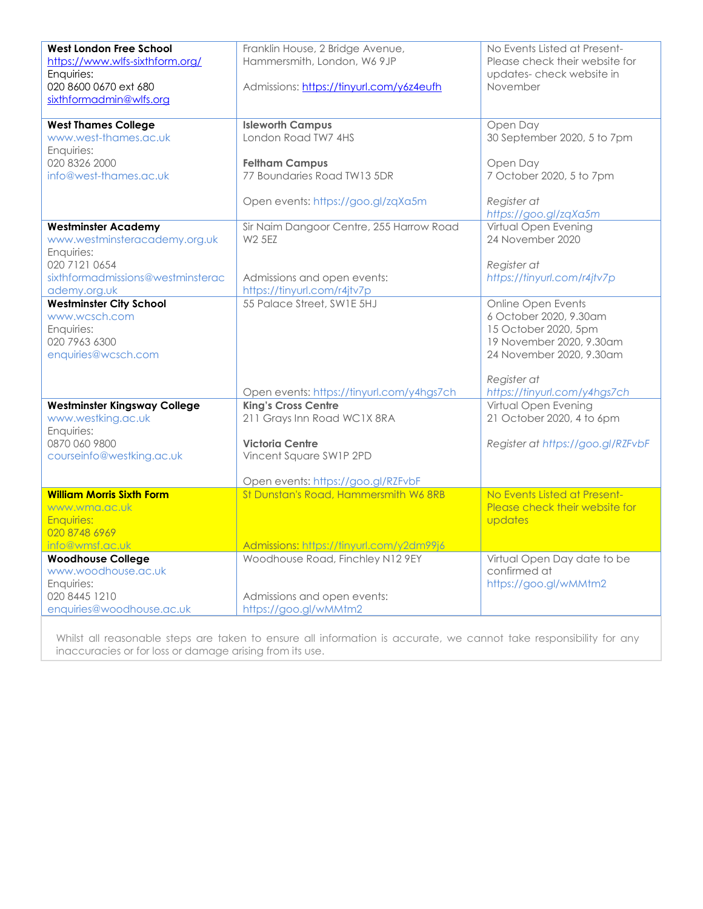| | | |
|---|---|---|
| **West London Free School**<br>https://www.wlfs-sixthform.org/<br>Enquiries:<br>020 8600 0670 ext 680<br>sixthformadmin@wlfs.org | Franklin House, 2 Bridge Avenue, Hammersmith, London, W6 9JP<br><br>Admissions: https://tinyurl.com/y6z4eufh | No Events Listed at Present- Please check their website for updates- check website in November |
| **West Thames College**<br>www.west-thames.ac.uk<br>Enquiries:<br>020 8326 2000<br>info@west-thames.ac.uk | **Isleworth Campus**<br>London Road TW7 4HS<br><br>**Feltham Campus**<br>77 Boundaries Road TW13 5DR<br><br>Open events: https://goo.gl/zqXa5m | Open Day<br>30 September 2020, 5 to 7pm<br><br>Open Day<br>7 October 2020, 5 to 7pm<br><br>*Register at https://goo.gl/zqXa5m* |
| **Westminster Academy**<br>www.westminsteracademy.org.uk<br>Enquiries:<br>020 7121 0654<br>sixthformadmissions@westminsteracademy.org.uk | Sir Naim Dangoor Centre, 255 Harrow Road W2 5EZ<br><br>Admissions and open events: https://tinyurl.com/r4jtv7p | Virtual Open Evening<br>24 November 2020<br><br>*Register at https://tinyurl.com/r4jtv7p* |
| **Westminster City School**<br>www.wcsch.com<br>Enquiries:<br>020 7963 6300<br>enquiries@wcsch.com | 55 Palace Street, SW1E 5HJ<br><br>Open events: https://tinyurl.com/y4hgs7ch | Online Open Events<br>6 October 2020, 9.30am<br>15 October 2020, 5pm<br>19 November 2020, 9.30am<br>24 November 2020, 9.30am<br><br>*Register at https://tinyurl.com/y4hgs7ch* |
| **Westminster Kingsway College**<br>www.westking.ac.uk<br>Enquiries:<br>0870 060 9800<br>courseinfo@westking.ac.uk | **King's Cross Centre**<br>211 Grays Inn Road WC1X 8RA<br><br>**Victoria Centre**<br>Vincent Square SW1P 2PD<br><br>Open events: https://goo.gl/RZFvbF | Virtual Open Evening<br>21 October 2020, 4 to 6pm<br><br>*Register at https://goo.gl/RZFvbF* |
| **William Morris Sixth Form**<br>www.wma.ac.uk<br>Enquiries:<br>020 8748 6969<br>info@wmsf.ac.uk | St Dunstan's Road, Hammersmith W6 8RB<br><br>Admissions: https://tinyurl.com/y2dm99j6 | No Events Listed at Present- Please check their website for updates |
| **Woodhouse College**<br>www.woodhouse.ac.uk<br>Enquiries:<br>020 8445 1210<br>enquiries@woodhouse.ac.uk | Woodhouse Road, Finchley N12 9EY<br><br>Admissions and open events: https://goo.gl/wMMtm2 | Virtual Open Day date to be confirmed at https://goo.gl/wMMtm2 |

Whilst all reasonable steps are taken to ensure all information is accurate, we cannot take responsibility for any inaccuracies or for loss or damage arising from its use.